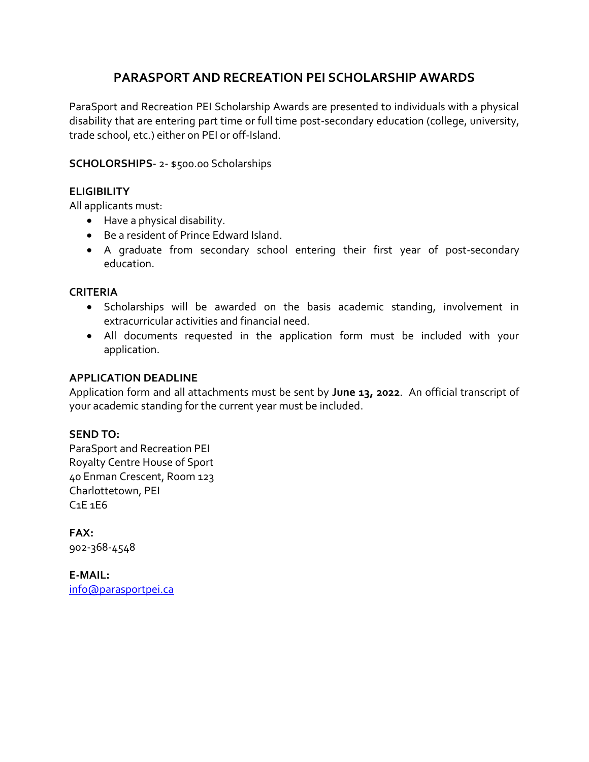# PARASPORT AND RECREATION PEI SCHOLARSHIP AWARDS

ParaSport and Recreation PEI Scholarship Awards are presented to individuals with a physical disability that are entering part time or full time post-secondary education (college, university, trade school, etc.) either on PEI or off-Island.

**SCHOLORSHIPS**- 2- $500.00 Scholarships

**ELIGIBILITY**

All applicants must:

- Have a physical disability.
- Be a resident of Prince Edward Island.
- A graduate from secondary school entering their first year of post-secondary education.

**CRITERIA**

- Scholarships will be awarded on the basis academic standing, involvement in extracurricular activities and financial need.
- All documents requested in the application form must be included with your application.

**APPLICATION DEADLINE**

Application form and all attachments must be sent by **June 13, 2022**. An official transcript of your academic standing for the current year must be included.

**SEND TO:**

ParaSport and Recreation PEI
Royalty Centre House of Sport
40 Enman Crescent, Room 123
Charlottetown, PEI
C1E 1E6

**FAX:**

902-368-4548

**E-MAIL:**

info@parasportpei.ca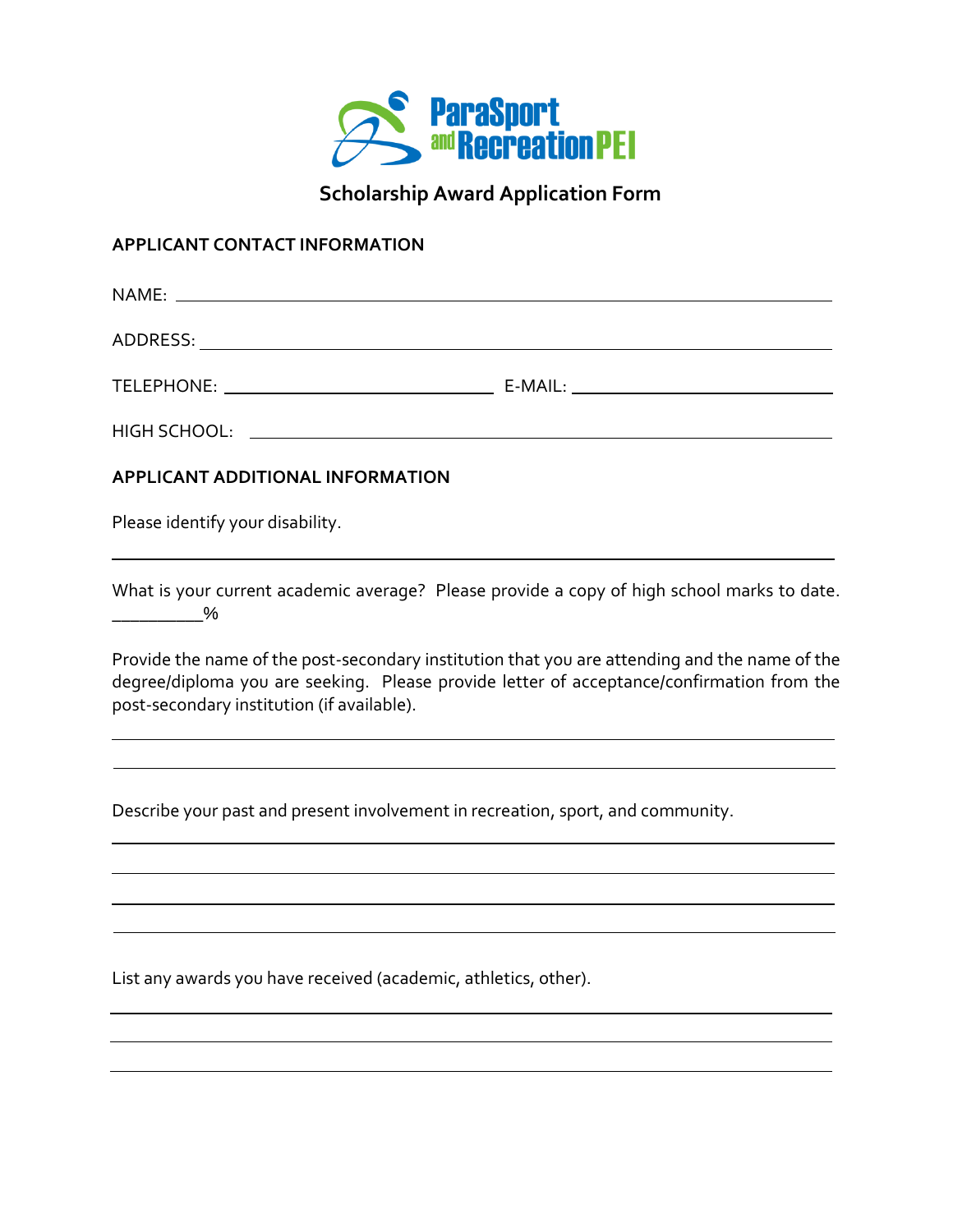# Scholarship Award Application Form

**APPLICANT CONTACT INFORMATION**

NAME: ____________________________________________

ADDRESS: ____________________________________________

TELEPHONE: ______________________ E-MAIL: ______________________

HIGH SCHOOL: ____________________________________________

**APPLICANT ADDITIONAL INFORMATION**

Please identify your disability.

____________________________________________

What is your current academic average? Please provide a copy of high school marks to date.
__________%

Provide the name of the post-secondary institution that you are attending and the name of the degree/diploma you are seeking. Please provide letter of acceptance/confirmation from the post-secondary institution (if available).

____________________________________________

____________________________________________

Describe your past and present involvement in recreation, sport, and community.

____________________________________________

____________________________________________

____________________________________________

____________________________________________

List any awards you have received (academic, athletics, other).

____________________________________________

____________________________________________

____________________________________________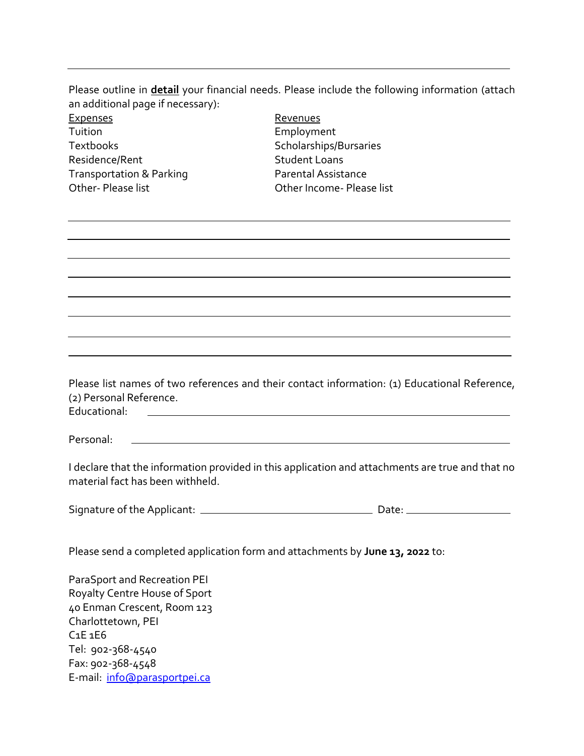Please outline in **detail** your financial needs. Please include the following information (attach an additional page if necessary):

| Expenses | Revenues |
|---|---|
| Tuition | Employment |
| Textbooks | Scholarships/Bursaries |
| Residence/Rent | Student Loans |
| Transportation & Parking | Parental Assistance |
| Other- Please list | Other Income- Please list |

Please list names of two references and their contact information: (1) Educational Reference, (2) Personal Reference.

Educational: ______________________________

Personal: ______________________________

I declare that the information provided in this application and attachments are true and that no material fact has been withheld.

Signature of the Applicant: ______________________ Date: ______________

Please send a completed application form and attachments by **June 13, 2022** to:

ParaSport and Recreation PEI
Royalty Centre House of Sport
40 Enman Crescent, Room 123
Charlottetown, PEI
C1E 1E6
Tel: 902-368-4540
Fax: 902-368-4548
E-mail: info@parasportpei.ca